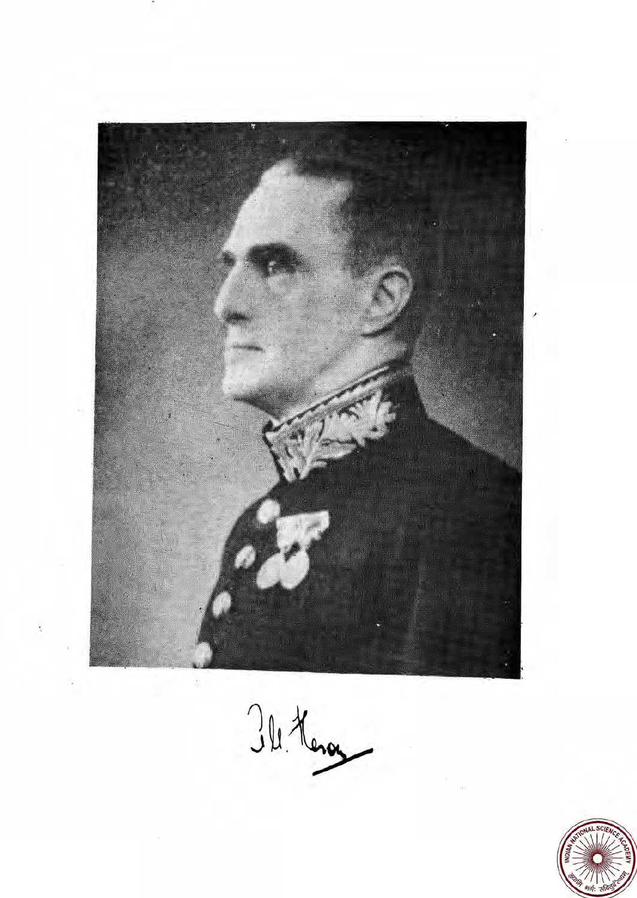A. M. Heron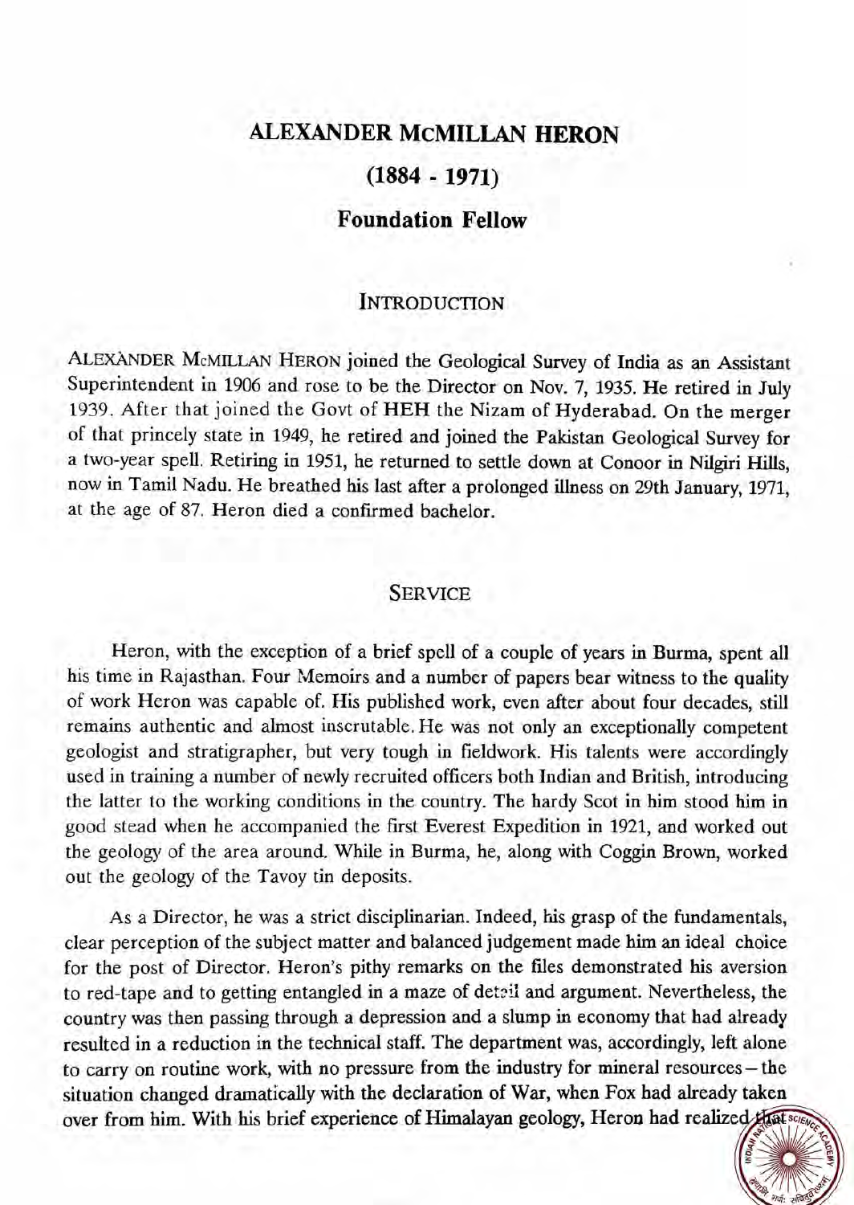# ALEXANDER McMILLAN HERON

## (1884 - 1971)

## Foundation Fellow

### INTRODUCTION

ALEXANDER McMILLAN HERON joined the Geological Survey of India as an Assistant Superintendent in 1906 and rose to be the Director on Nov. 7, 1935. He retired in July 1939. After that joined the Govt of HEH the Nizam of Hyderabad. On the merger of that princely state in 1949, he retired and joined the Pakistan Geological Survey for a two-year spell. Retiring in 1951, he returned to settle down at Conoor in Nilgiri Hills, now in Tamil Nadu. He breathed his last after a prolonged illness on 29th January, 1971, at the age of 87. Heron died a confirmed bachelor.

### SERVICE

Heron, with the exception of a brief spell of a couple of years in Burma, spent all his time in Rajasthan. Four Memoirs and a number of papers bear witness to the quality of work Heron was capable of. His published work, even after about four decades, still remains authentic and almost inscrutable. He was not only an exceptionally competent geologist and stratigrapher, but very tough in fieldwork. His talents were accordingly used in training a number of newly recruited officers both Indian and British, introducing the latter to the working conditions in the country. The hardy Scot in him stood him in good stead when he accompanied the first Everest Expedition in 1921, and worked out the geology of the area around. While in Burma, he, along with Coggin Brown, worked out the geology of the Tavoy tin deposits.

As a Director, he was a strict disciplinarian. Indeed, his grasp of the fundamentals, clear perception of the subject matter and balanced judgement made him an ideal choice for the post of Director. Heron's pithy remarks on the files demonstrated his aversion to red-tape and to getting entangled in a maze of detail and argument. Nevertheless, the country was then passing through a depression and a slump in economy that had already resulted in a reduction in the technical staff. The department was, accordingly, left alone to carry on routine work, with no pressure from the industry for mineral resources – the situation changed dramatically with the declaration of War, when Fox had already taken over from him. With his brief experience of Himalayan geology, Heron had realized that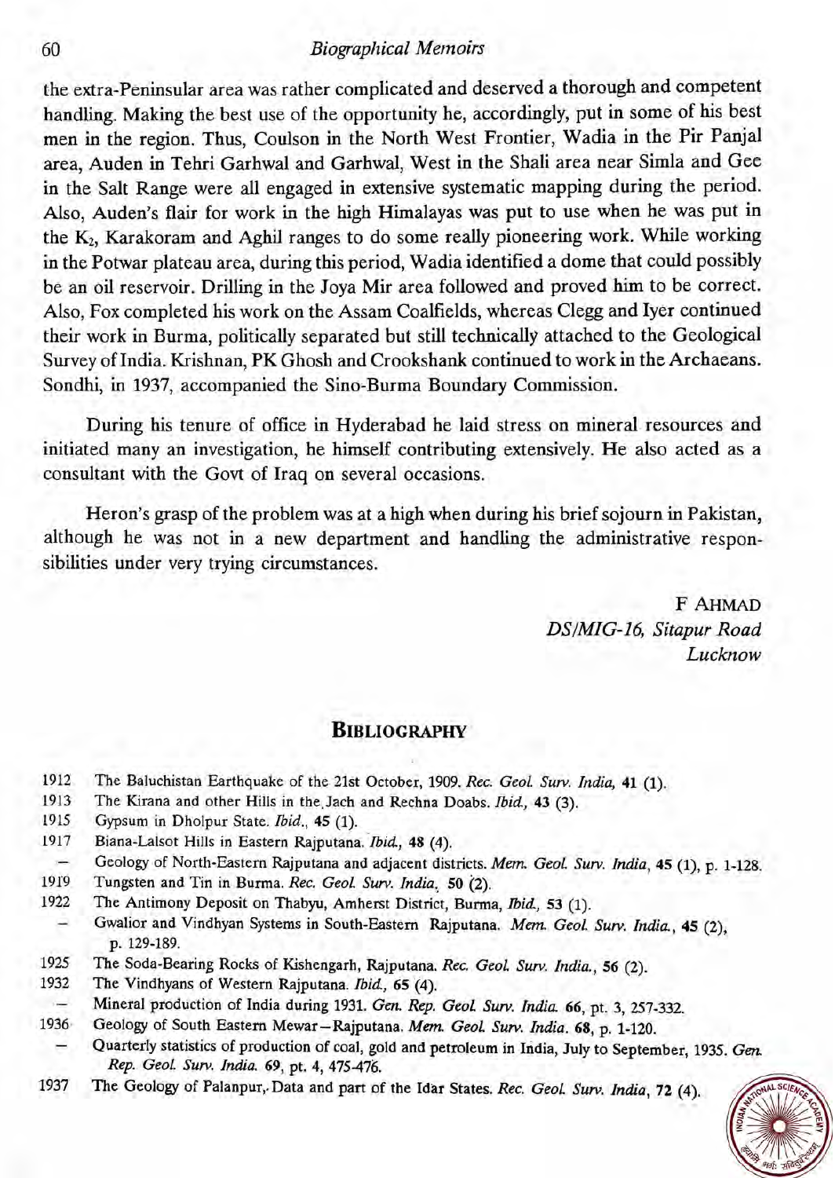the extra-Peninsular area was rather complicated and deserved a thorough and competent handling. Making the best use of the opportunity he, accordingly, put in some of his best men in the region. Thus, Coulson in the North West Frontier, Wadia in the Pir Panjal area, Auden in Tehri Garhwal and Garhwal, West in the Shali area near Simla and Gee in the Salt Range were all engaged in extensive systematic mapping during the period. Also, Auden's flair for work in the high Himalayas was put to use when he was put in the $K_2$, Karakoram and Aghil ranges to do some really pioneering work. While working in the Potwar plateau area, during this period, Wadia identified a dome that could possibly be an oil reservoir. Drilling in the Joya Mir area followed and proved him to be correct. Also, Fox completed his work on the Assam Coalfields, whereas Clegg and Iyer continued their work in Burma, politically separated but still technically attached to the Geological Survey of India. Krishnan, PK Ghosh and Crookshank continued to work in the Archaeans. Sondhi, in 1937, accompanied the Sino-Burma Boundary Commission.

During his tenure of office in Hyderabad he laid stress on mineral resources and initiated many an investigation, he himself contributing extensively. He also acted as a consultant with the Govt of Iraq on several occasions.

Heron's grasp of the problem was at a high when during his brief sojourn in Pakistan, although he was not in a new department and handling the administrative responsibilities under very trying circumstances.

F Ahmad
*DS/MIG-16, Sitapur Road*
*Lucknow*

## Bibliography

1912 The Baluchistan Earthquake of the 21st October, 1909. *Rec. Geol. Surv. India*, **41** (1).

1913 The Kirana and other Hills in the Jach and Rechna Doabs. *Ibid.*, **43** (3).

1915 Gypsum in Dholpur State. *Ibid.*, **45** (1).

1917 Biana-Lalsot Hills in Eastern Rajputana. *Ibid.*, **48** (4).

— Geology of North-Eastern Rajputana and adjacent districts. *Mem. Geol. Surv. India*, **45** (1), p. 1-128.

1919 Tungsten and Tin in Burma. *Rec. Geol. Surv. India*, **50** (2).

1922 The Antimony Deposit on Thabyu, Amherst District, Burma, *Ibid.*, **53** (1).

— Gwalior and Vindhyan Systems in South-Eastern Rajputana. *Mem. Geol. Surv. India.*, **45** (2), p. 129-189.

1925 The Soda-Bearing Rocks of Kishengarh, Rajputana. *Rec. Geol. Surv. India.*, **56** (2).

1932 The Vindhyans of Western Rajputana. *Ibid.*, **65** (4).

— Mineral production of India during 1931. *Gen. Rep. Geol. Surv. India.* **66**, pt. 3, 257-332.

1936 Geology of South Eastern Mewar—Rajputana. *Mem. Geol. Surv. India.* **68**, p. 1-120.

— Quarterly statistics of production of coal, gold and petroleum in India, July to September, 1935. *Gen. Rep. Geol. Surv. India.* **69**, pt. 4, 475-476.

1937 The Geology of Palanpur, Data and part of the Idar States. *Rec. Geol. Surv. India*, **72** (4).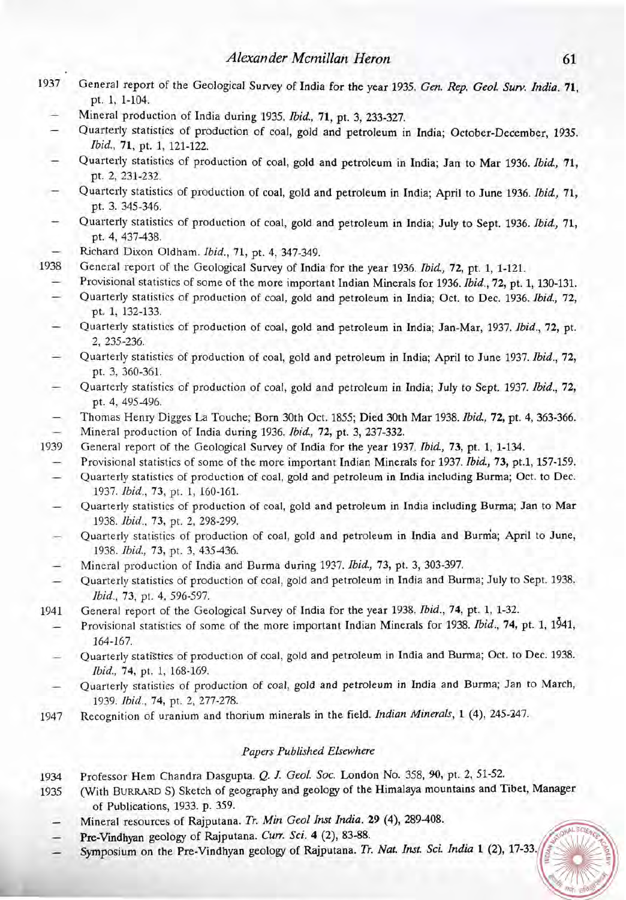1937 General report of the Geological Survey of India for the year 1935. *Gen. Rep. Geol. Surv. India.* **71**, pt. 1, 1-104.

— Mineral production of India during 1935. *Ibid.,* **71**, pt. 3, 233-327.

— Quarterly statistics of production of coal, gold and petroleum in India; October-December, 1935. *Ibid.,* **71**, pt. 1, 121-122.

— Quarterly statistics of production of coal, gold and petroleum in India; Jan to Mar 1936. *Ibid.,* **71**, pt. 2, 231-232.

— Quarterly statistics of production of coal, gold and petroleum in India; April to June 1936. *Ibid.,* **71**, pt. 3. 345-346.

— Quarterly statistics of production of coal, gold and petroleum in India; July to Sept. 1936. *Ibid.,* **71**, pt. 4, 437-438.

— Richard Dixon Oldham. *Ibid.*, **71**, pt. 4, 347-349.

1938 General report of the Geological Survey of India for the year 1936. *Ibid.,* **72**, pt. 1, 1-121.

— Provisional statistics of some of the more important Indian Minerals for 1936. *Ibid.*, **72**, pt. 1, 130-131.

— Quarterly statistics of production of coal, gold and petroleum in India; Oct. to Dec. 1936. *Ibid.,* **72**, pt. 1, 132-133.

— Quarterly statistics of production of coal, gold and petroleum in India; Jan-Mar, 1937. *Ibid.*, **72**, pt. 2, 235-236.

— Quarterly statistics of production of coal, gold and petroleum in India; April to June 1937. *Ibid.*, **72**, pt. 3, 360-361.

— Quarterly statistics of production of coal, gold and petroleum in India; July to Sept. 1937. *Ibid.*, **72**, pt. 4, 495-496.

— Thomas Henry Digges La Touche; Born 30th Oct. 1855; Died 30th Mar 1938. *Ibid.*, **72**, pt. 4, 363-366.

— Mineral production of India during 1936. *Ibid.,* **72**, pt. 3, 237-332.

1939 General report of the Geological Survey of India for the year 1937. *Ibid.,* **73**, pt. 1, 1-134.

— Provisional statistics of some of the more important Indian Minerals for 1937. *Ibid.,* **73**, pt.1, 157-159.

— Quarterly statistics of production of coal, gold and petroleum in India including Burma; Oct. to Dec. 1937. *Ibid.*, **73**, pt. 1, 160-161.

— Quarterly statistics of production of coal, gold and petroleum in India including Burma; Jan to Mar 1938. *Ibid.*, **73**, pt. 2, 298-299.

— Quarterly statistics of production of coal, gold and petroleum in India and Burma; April to June, 1938. *Ibid.,* **73**, pt. 3, 435-436.

— Mineral production of India and Burma during 1937. *Ibid.,* **73**, pt. 3, 303-397.

— Quarterly statistics of production of coal, gold and petroleum in India and Burma; July to Sept. 1938. *Ibid.*, **73**, pt. 4, 596-597.

1941 General report of the Geological Survey of India for the year 1938. *Ibid.*, **74**, pt. 1, 1-32.

— Provisional statistics of some of the more important Indian Minerals for 1938. *Ibid.*, **74**, pt. 1, 1941, 164-167.

— Quarterly statistics of production of coal, gold and petroleum in India and Burma; Oct. to Dec. 1938. *Ibid.*, **74**, pt. 1, 168-169.

— Quarterly statistics of production of coal, gold and petroleum in India and Burma; Jan to March, 1939. *Ibid.*, **74**, pt. 2, 277-278.

1947 Recognition of uranium and thorium minerals in the field. *Indian Minerals*, **1** (4), 245-247.

### *Papers Published Elsewhere*

1934 Professor Hem Chandra Dasgupta. *Q. J. Geol. Soc.* London No. 358, **90**, pt. 2, 51-52.

1935 (With BURRARD S) Sketch of geography and geology of the Himalaya mountains and Tibet, Manager of Publications, 1933. p. 359.

— Mineral resources of Rajputana. *Tr. Min Geol Inst India.* **29** (4), 289-408.

— Pre-Vindhyan geology of Rajputana. *Curr. Sci.* **4** (2), 83-88.

— Symposium on the Pre-Vindhyan geology of Rajputana. *Tr. Nat. Inst. Sci. India* **1** (2), 17-33.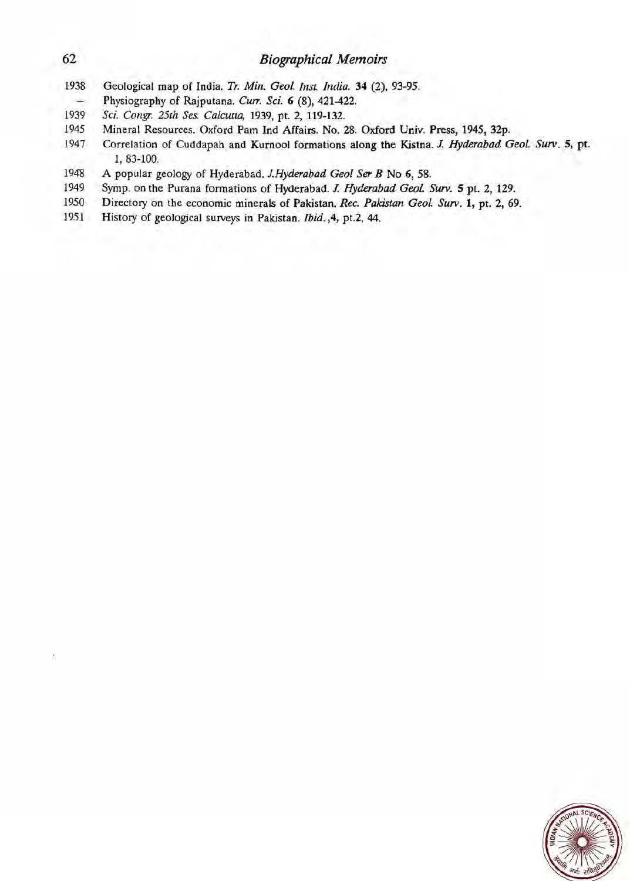1938 Geological map of India. *Tr. Min. Geol. Inst. India.* **34** (2), 93-95.

– Physiography of Rajputana. *Curr. Sci.* **6** (8), 421-422.

1939 *Sci. Congr. 25th Ses. Calcutta,* 1939, pt. 2, 119-132.

1945 Mineral Resources. Oxford Pam Ind Affairs. No. 28. Oxford Univ. Press, 1945, 32p.

1947 Correlation of Cuddapah and Kurnool formations along the Kistna. *J. Hyderabad Geol. Surv.* **5**, pt. 1, 83-100.

1948 A popular geology of Hyderabad. *J.Hyderabad Geol Ser B* No **6**, 58.

1949 Symp. on the Purana formations of Hyderabad. *J. Hyderabad Geol. Surv.* **5** pt. 2, 129.

1950 Directory on the economic minerals of Pakistan. *Rec. Pakistan Geol. Surv.* **1**, pt. 2, 69.

1951 History of geological surveys in Pakistan. *Ibid.*,**4**, pt.2, 44.